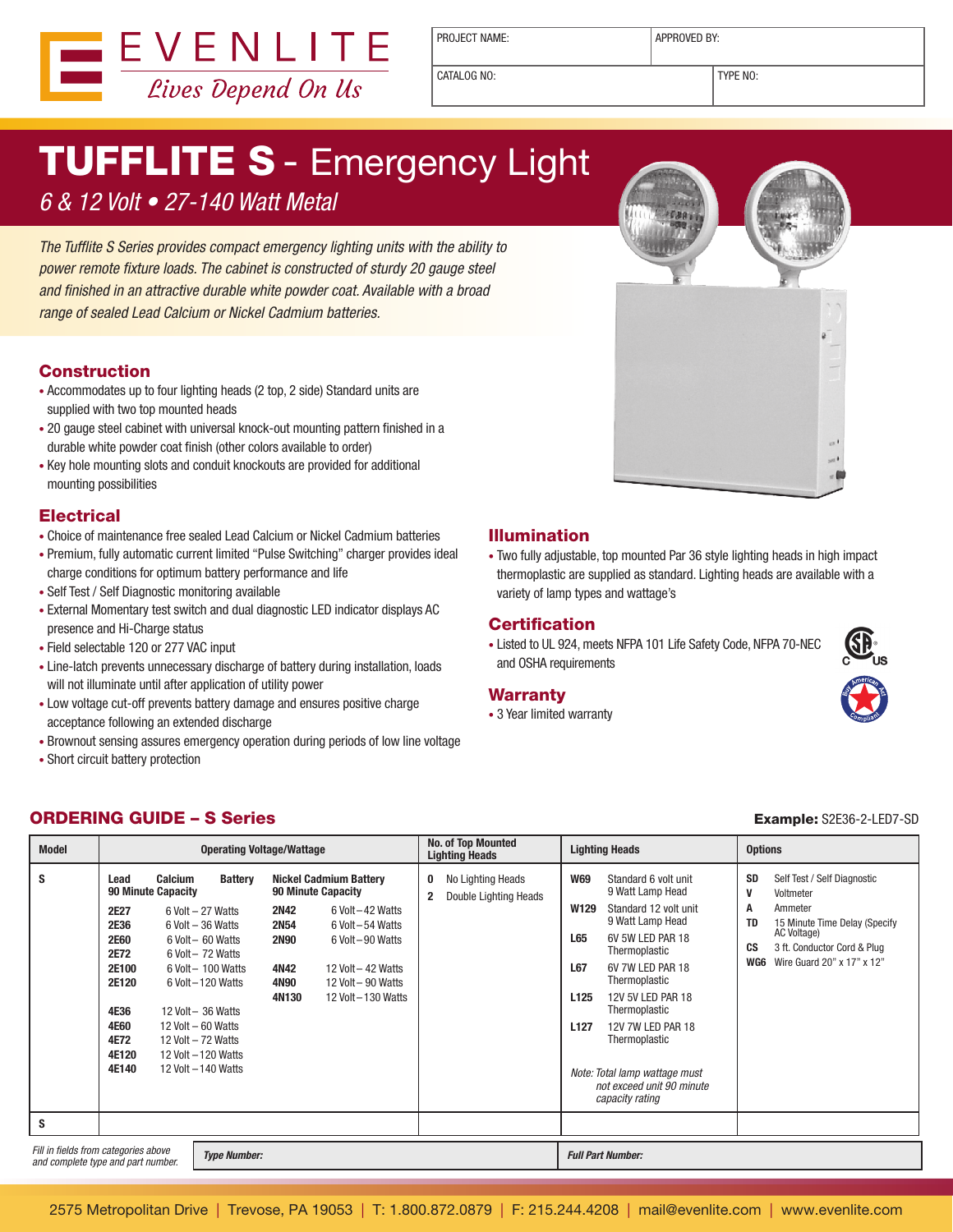EVENLITE
*Lives Depend On Us*

| PROJECT NAME: | APPROVED BY: |
|---|---|
| CATALOG NO: | TYPE NO: |

# TUFFLITE S - Emergency Light

*6 & 12 Volt • 27-140 Watt Metal*

*The Tufflite S Series provides compact emergency lighting units with the ability to power remote fixture loads. The cabinet is constructed of sturdy 20 gauge steel and finished in an attractive durable white powder coat. Available with a broad range of sealed Lead Calcium or Nickel Cadmium batteries.*

## Construction

- Accommodates up to four lighting heads (2 top, 2 side) Standard units are supplied with two top mounted heads
- 20 gauge steel cabinet with universal knock-out mounting pattern finished in a durable white powder coat finish (other colors available to order)
- Key hole mounting slots and conduit knockouts are provided for additional mounting possibilities

## Electrical

- Choice of maintenance free sealed Lead Calcium or Nickel Cadmium batteries
- Premium, fully automatic current limited "Pulse Switching" charger provides ideal charge conditions for optimum battery performance and life
- Self Test / Self Diagnostic monitoring available
- External Momentary test switch and dual diagnostic LED indicator displays AC presence and Hi-Charge status
- Field selectable 120 or 277 VAC input
- Line-latch prevents unnecessary discharge of battery during installation, loads will not illuminate until after application of utility power
- Low voltage cut-off prevents battery damage and ensures positive charge acceptance following an extended discharge
- Brownout sensing assures emergency operation during periods of low line voltage
- Short circuit battery protection

## Illumination

- Two fully adjustable, top mounted Par 36 style lighting heads in high impact thermoplastic are supplied as standard. Lighting heads are available with a variety of lamp types and wattage's

## Certification

- Listed to UL 924, meets NFPA 101 Life Safety Code, NFPA 70-NEC and OSHA requirements

## Warranty

- 3 Year limited warranty

## ORDERING GUIDE – S Series

**Example:** S2E36-2-LED7-SD

| Model | Operating Voltage/Wattage | | No. of Top Mounted Lighting Heads | Lighting Heads | Options |
|---|---|---|---|---|---|
| | **Lead Calcium Battery 90 Minute Capacity** | **Nickel Cadmium Battery 90 Minute Capacity** | | | |
| S | **2E27** 6 Volt – 27 Watts | **2N42** 6 Volt – 42 Watts | **0** No Lighting Heads | **W69** Standard 6 volt unit 9 Watt Lamp Head | **SD** Self Test / Self Diagnostic |
| | **2E36** 6 Volt – 36 Watts | **2N54** 6 Volt – 54 Watts | **2** Double Lighting Heads | **W129** Standard 12 volt unit 9 Watt Lamp Head | **V** Voltmeter |
| | **2E60** 6 Volt – 60 Watts | **2N90** 6 Volt – 90 Watts | | **L65** 6V 5W LED PAR 18 Thermoplastic | **A** Ammeter |
| | **2E72** 6 Volt – 72 Watts | **4N42** 12 Volt – 42 Watts | | **L67** 6V 7W LED PAR 18 Thermoplastic | **TD** 15 Minute Time Delay (Specify AC Voltage) |
| | **2E100** 6 Volt – 100 Watts | **4N90** 12 Volt – 90 Watts | | **L125** 12V 5V LED PAR 18 Thermoplastic | **CS** 3 ft. Conductor Cord & Plug |
| | **2E120** 6 Volt – 120 Watts | **4N130** 12 Volt – 130 Watts | | **L127** 12V 7W LED PAR 18 Thermoplastic | **WG6** Wire Guard 20" x 17" x 12" |
| | **4E36** 12 Volt – 36 Watts | | | *Note: Total lamp wattage must not exceed unit 90 minute capacity rating* | |
| | **4E60** 12 Volt – 60 Watts | | | | |
| | **4E72** 12 Volt – 72 Watts | | | | |
| | **4E120** 12 Volt – 120 Watts | | | | |
| | **4E140** 12 Volt – 140 Watts | | | | |
| S | | | | | |

*Fill in fields from categories above and complete type and part number.*

***Type Number:***

***Full Part Number:***

2575 Metropolitan Drive | Trevose, PA 19053 | T: 1.800.872.0879 | F: 215.244.4208 | mail@evenlite.com | www.evenlite.com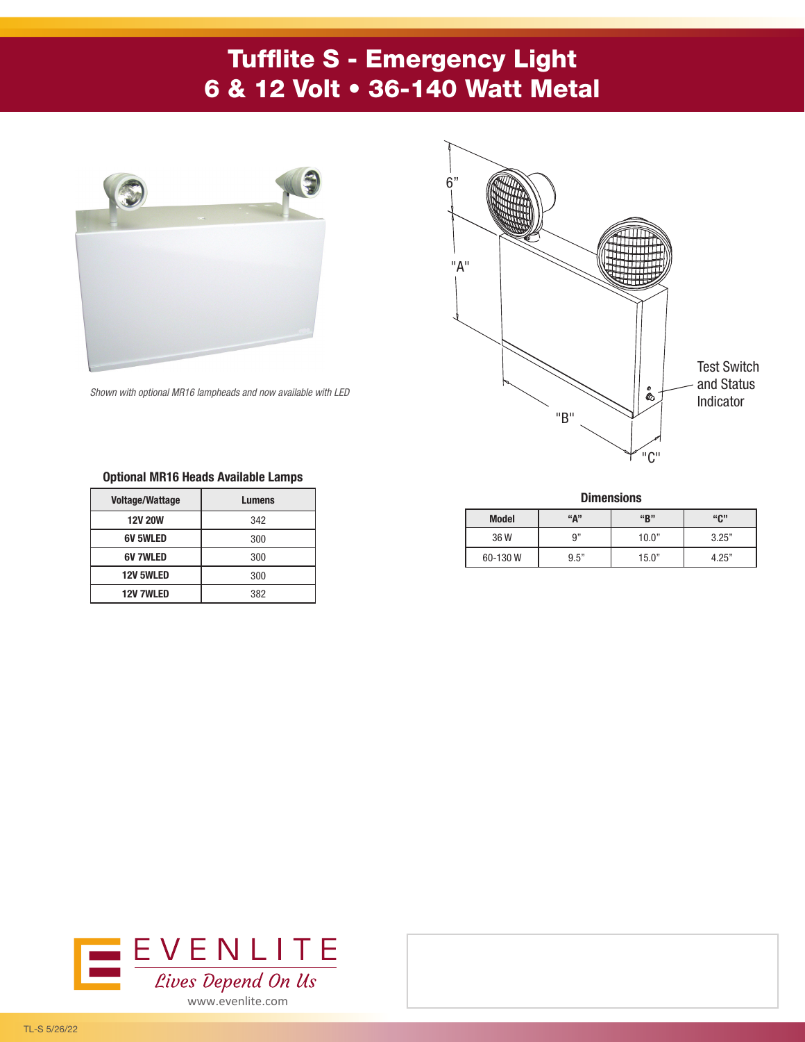# Tufflite S - Emergency Light
# 6 & 12 Volt • 36-140 Watt Metal

*Shown with optional MR16 lampheads and now available with LED*

6"

"A"

"B"

"C"

Test Switch and Status Indicator

**Optional MR16 Heads Available Lamps**

| Voltage/Wattage | Lumens |
|---|---|
| 12V 20W | 342 |
| 6V 5WLED | 300 |
| 6V 7WLED | 300 |
| 12V 5WLED | 300 |
| 12V 7WLED | 382 |

**Dimensions**

| Model | "A" | "B" | "C" |
|---|---|---|---|
| 36 W | 9" | 10.0" | 3.25" |
| 60-130 W | 9.5" | 15.0" | 4.25" |

EVENLITE
Lives Depend On Us
www.evenlite.com

TL-S 5/26/22